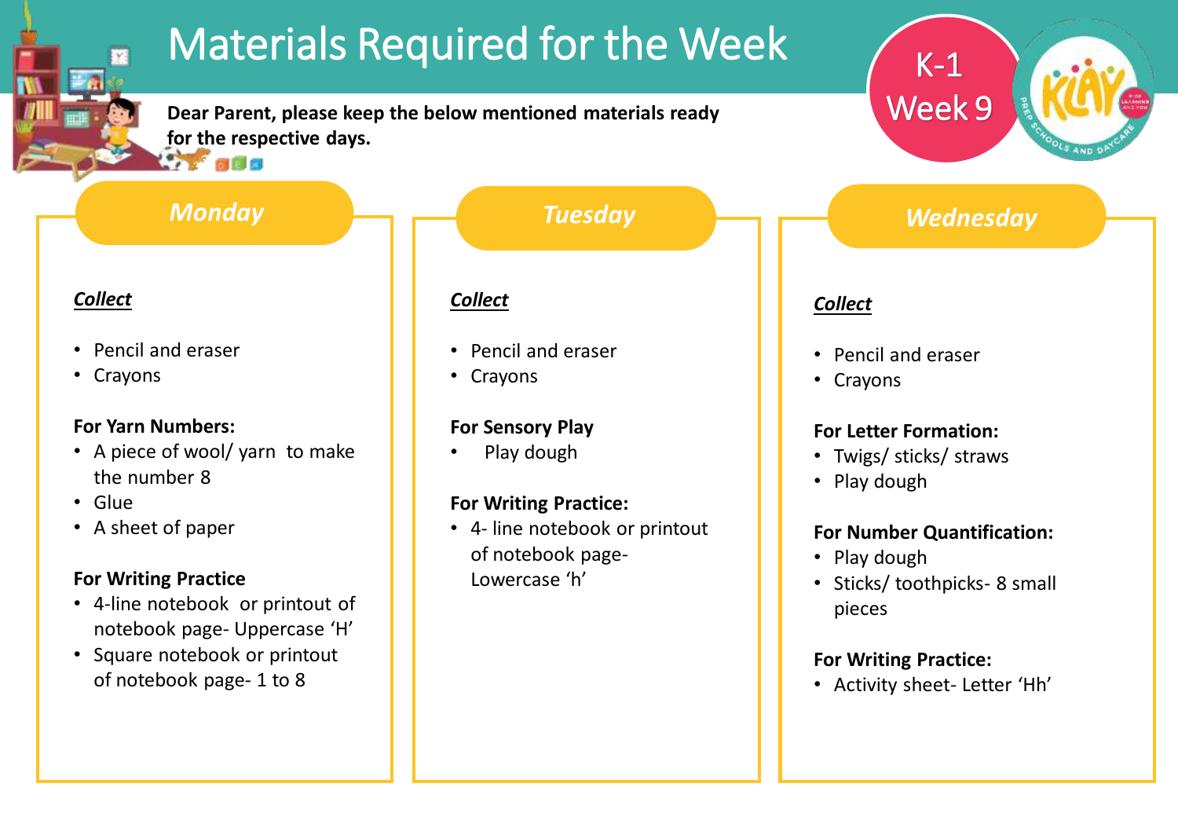# Materials Required for the Week

K-1 Week 9

**Dear Parent, please keep the below mentioned materials ready for the respective days.**

## *Monday*

***Collect***

- Pencil and eraser
- Crayons

**For Yarn Numbers:**

- A piece of wool/ yarn to make the number 8
- Glue
- A sheet of paper

**For Writing Practice**

- 4-line notebook or printout of notebook page- Uppercase 'H'
- Square notebook or printout of notebook page- 1 to 8

## *Tuesday*

***Collect***

- Pencil and eraser
- Crayons

**For Sensory Play**

- Play dough

**For Writing Practice:**

- 4- line notebook or printout of notebook page- Lowercase 'h'

## *Wednesday*

***Collect***

- Pencil and eraser
- Crayons

**For Letter Formation:**

- Twigs/ sticks/ straws
- Play dough

**For Number Quantification:**

- Play dough
- Sticks/ toothpicks- 8 small pieces

**For Writing Practice:**

- Activity sheet- Letter 'Hh'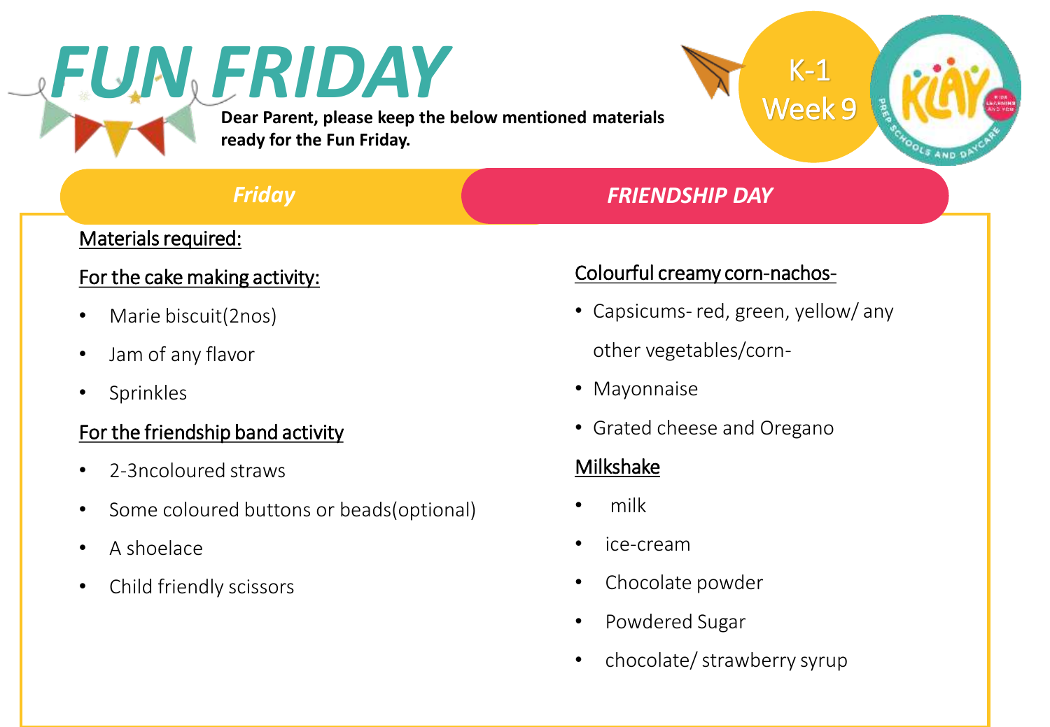# FUN FRIDAY

**Dear Parent, please keep the below mentioned materials ready for the Fun Friday.**

K-1
Week 9

## *Friday* — *FRIENDSHIP DAY*

Materials required:

For the cake making activity:

- Marie biscuit(2nos)
- Jam of any flavor
- Sprinkles

For the friendship band activity

- 2-3ncoloured straws
- Some coloured buttons or beads(optional)
- A shoelace
- Child friendly scissors

Colourful creamy corn-nachos-

- Capsicums- red, green, yellow/ any other vegetables/corn-
- Mayonnaise
- Grated cheese and Oregano

Milkshake

- milk
- ice-cream
- Chocolate powder
- Powdered Sugar
- chocolate/ strawberry syrup